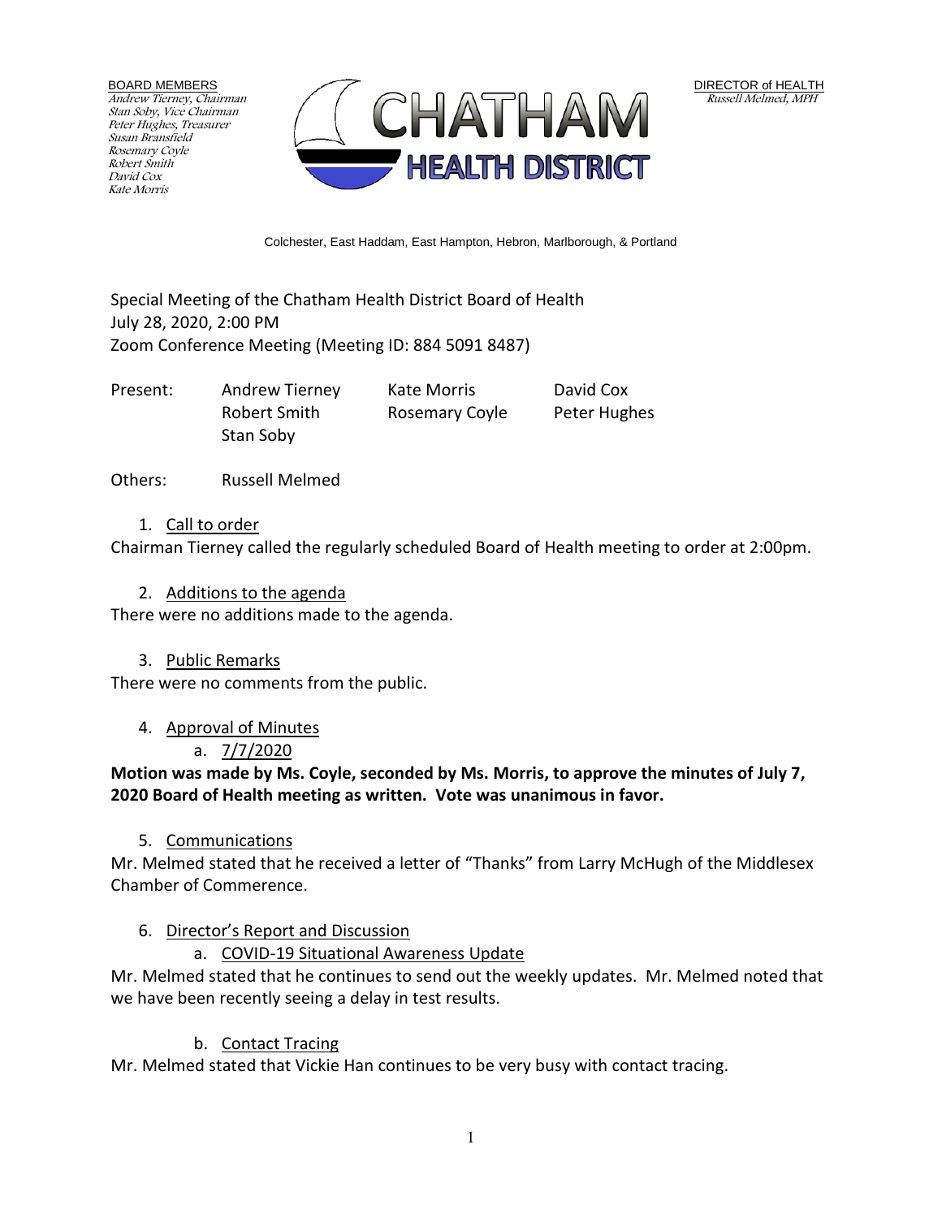BOARD MEMBERS
*Andrew Tierney, Chairman*
*Stan Soby, Vice Chairman*
*Peter Hughes, Treasurer*
*Susan Bransfield*
*Rosemary Coyle*
*Robert Smith*
*David Cox*
*Kate Morris*

CHATHAM
HEALTH DISTRICT

DIRECTOR of HEALTH
*Russell Melmed, MPH*

Colchester, East Haddam, East Hampton, Hebron, Marlborough, & Portland

Special Meeting of the Chatham Health District Board of Health
July 28, 2020, 2:00 PM
Zoom Conference Meeting (Meeting ID: 884 5091 8487)

| Present: | Andrew Tierney | Kate Morris | David Cox |
|---|---|---|---|
| | Robert Smith | Rosemary Coyle | Peter Hughes |
| | Stan Soby | | |

Others: Russell Melmed

1. Call to order

Chairman Tierney called the regularly scheduled Board of Health meeting to order at 2:00pm.

2. Additions to the agenda

There were no additions made to the agenda.

3. Public Remarks

There were no comments from the public.

4. Approval of Minutes
   a. 7/7/2020

**Motion was made by Ms. Coyle, seconded by Ms. Morris, to approve the minutes of July 7, 2020 Board of Health meeting as written. Vote was unanimous in favor.**

5. Communications

Mr. Melmed stated that he received a letter of "Thanks" from Larry McHugh of the Middlesex Chamber of Commerence.

6. Director's Report and Discussion
   a. COVID-19 Situational Awareness Update

Mr. Melmed stated that he continues to send out the weekly updates. Mr. Melmed noted that we have been recently seeing a delay in test results.

   b. Contact Tracing

Mr. Melmed stated that Vickie Han continues to be very busy with contact tracing.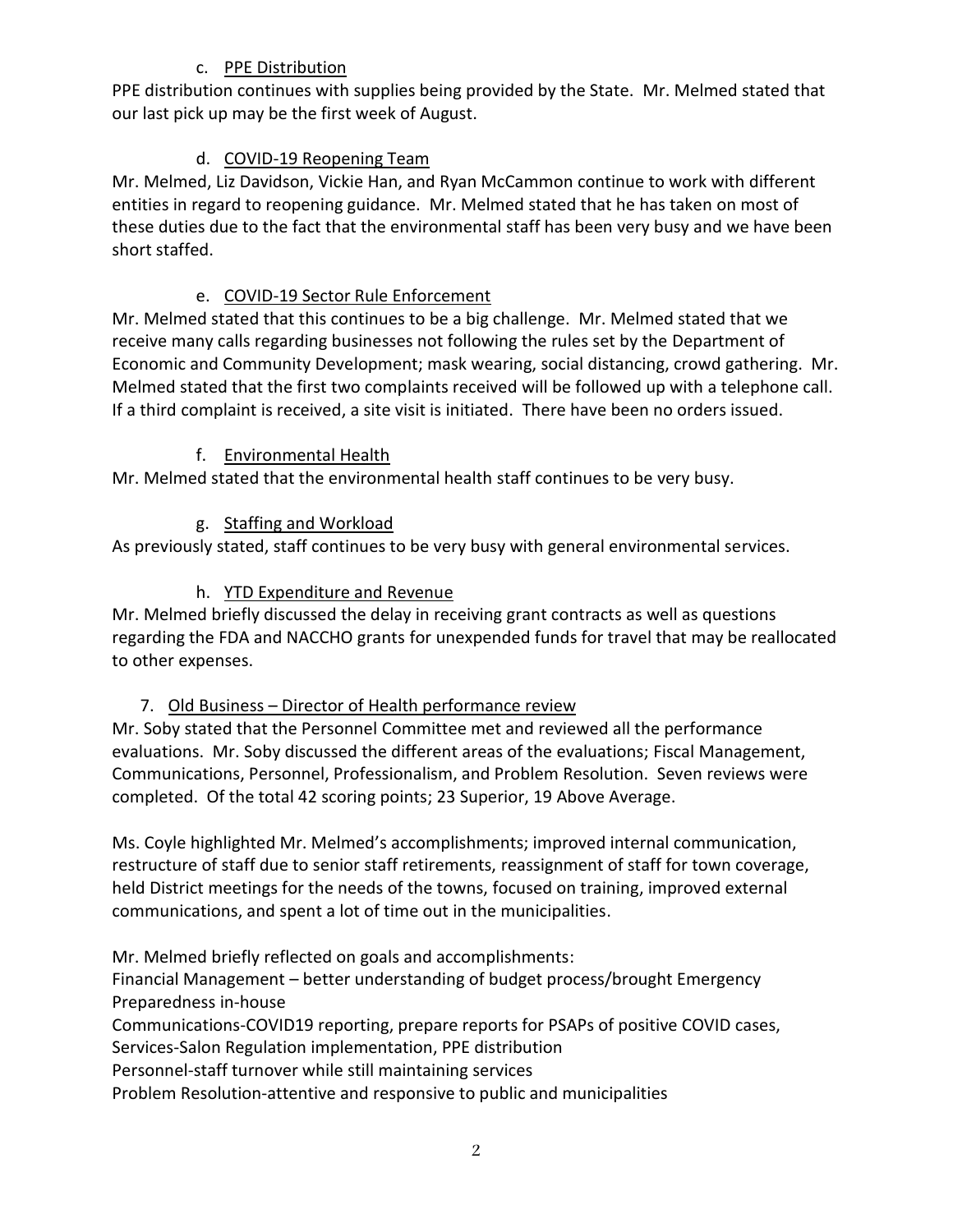c. PPE Distribution

PPE distribution continues with supplies being provided by the State. Mr. Melmed stated that our last pick up may be the first week of August.

d. COVID-19 Reopening Team

Mr. Melmed, Liz Davidson, Vickie Han, and Ryan McCammon continue to work with different entities in regard to reopening guidance. Mr. Melmed stated that he has taken on most of these duties due to the fact that the environmental staff has been very busy and we have been short staffed.

e. COVID-19 Sector Rule Enforcement

Mr. Melmed stated that this continues to be a big challenge. Mr. Melmed stated that we receive many calls regarding businesses not following the rules set by the Department of Economic and Community Development; mask wearing, social distancing, crowd gathering. Mr. Melmed stated that the first two complaints received will be followed up with a telephone call. If a third complaint is received, a site visit is initiated. There have been no orders issued.

f. Environmental Health

Mr. Melmed stated that the environmental health staff continues to be very busy.

g. Staffing and Workload

As previously stated, staff continues to be very busy with general environmental services.

h. YTD Expenditure and Revenue

Mr. Melmed briefly discussed the delay in receiving grant contracts as well as questions regarding the FDA and NACCHO grants for unexpended funds for travel that may be reallocated to other expenses.

7. Old Business – Director of Health performance review

Mr. Soby stated that the Personnel Committee met and reviewed all the performance evaluations. Mr. Soby discussed the different areas of the evaluations; Fiscal Management, Communications, Personnel, Professionalism, and Problem Resolution. Seven reviews were completed. Of the total 42 scoring points; 23 Superior, 19 Above Average.

Ms. Coyle highlighted Mr. Melmed's accomplishments; improved internal communication, restructure of staff due to senior staff retirements, reassignment of staff for town coverage, held District meetings for the needs of the towns, focused on training, improved external communications, and spent a lot of time out in the municipalities.

Mr. Melmed briefly reflected on goals and accomplishments:
Financial Management – better understanding of budget process/brought Emergency Preparedness in-house
Communications-COVID19 reporting, prepare reports for PSAPs of positive COVID cases,
Services-Salon Regulation implementation, PPE distribution
Personnel-staff turnover while still maintaining services
Problem Resolution-attentive and responsive to public and municipalities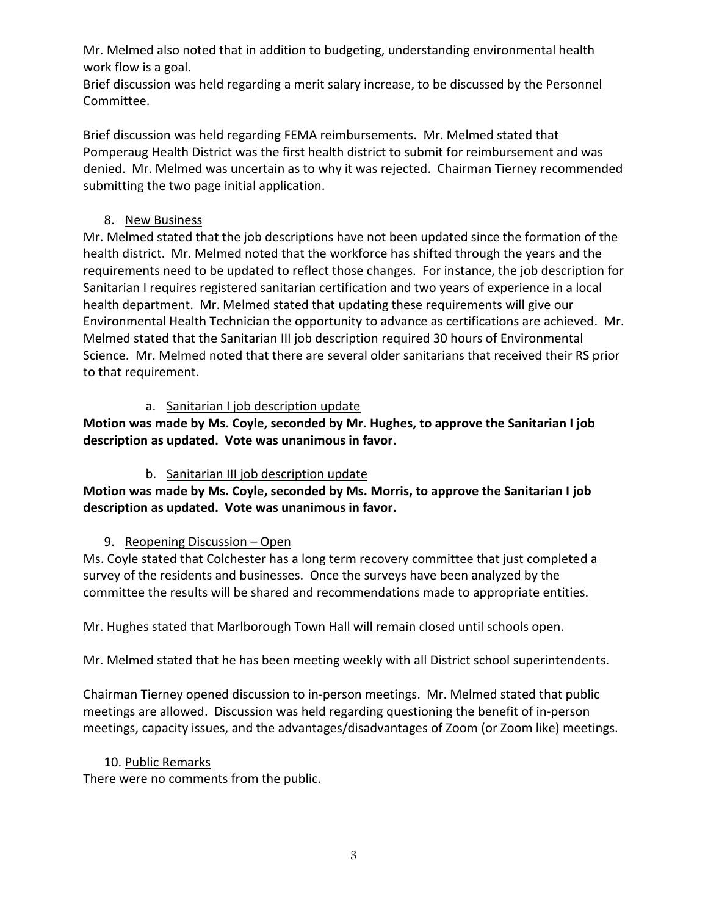Mr. Melmed also noted that in addition to budgeting, understanding environmental health work flow is a goal.
Brief discussion was held regarding a merit salary increase, to be discussed by the Personnel Committee.

Brief discussion was held regarding FEMA reimbursements. Mr. Melmed stated that Pomperaug Health District was the first health district to submit for reimbursement and was denied. Mr. Melmed was uncertain as to why it was rejected. Chairman Tierney recommended submitting the two page initial application.

8. New Business

Mr. Melmed stated that the job descriptions have not been updated since the formation of the health district. Mr. Melmed noted that the workforce has shifted through the years and the requirements need to be updated to reflect those changes. For instance, the job description for Sanitarian I requires registered sanitarian certification and two years of experience in a local health department. Mr. Melmed stated that updating these requirements will give our Environmental Health Technician the opportunity to advance as certifications are achieved. Mr. Melmed stated that the Sanitarian III job description required 30 hours of Environmental Science. Mr. Melmed noted that there are several older sanitarians that received their RS prior to that requirement.

a. Sanitarian I job description update

**Motion was made by Ms. Coyle, seconded by Mr. Hughes, to approve the Sanitarian I job description as updated. Vote was unanimous in favor.**

b. Sanitarian III job description update

**Motion was made by Ms. Coyle, seconded by Ms. Morris, to approve the Sanitarian I job description as updated. Vote was unanimous in favor.**

9. Reopening Discussion – Open

Ms. Coyle stated that Colchester has a long term recovery committee that just completed a survey of the residents and businesses. Once the surveys have been analyzed by the committee the results will be shared and recommendations made to appropriate entities.

Mr. Hughes stated that Marlborough Town Hall will remain closed until schools open.

Mr. Melmed stated that he has been meeting weekly with all District school superintendents.

Chairman Tierney opened discussion to in-person meetings. Mr. Melmed stated that public meetings are allowed. Discussion was held regarding questioning the benefit of in-person meetings, capacity issues, and the advantages/disadvantages of Zoom (or Zoom like) meetings.

10. Public Remarks

There were no comments from the public.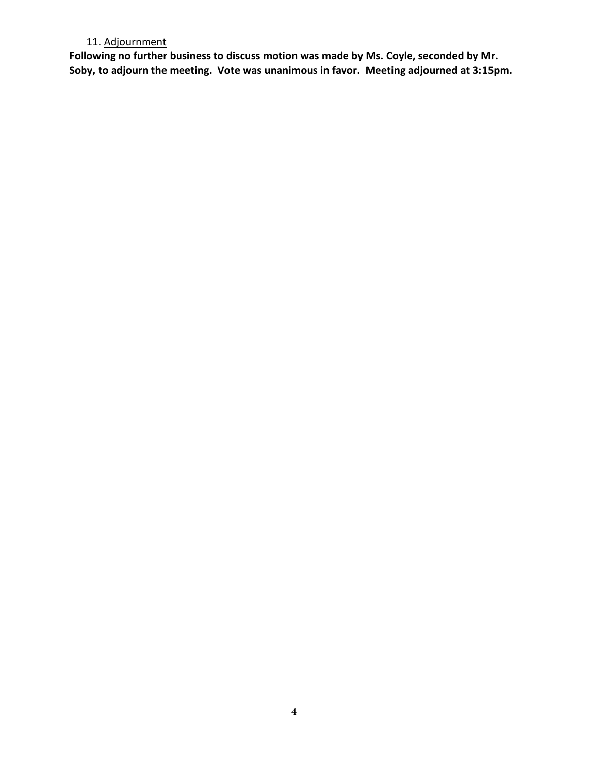11. Adjournment

**Following no further business to discuss motion was made by Ms. Coyle, seconded by Mr. Soby, to adjourn the meeting. Vote was unanimous in favor. Meeting adjourned at 3:15pm.**